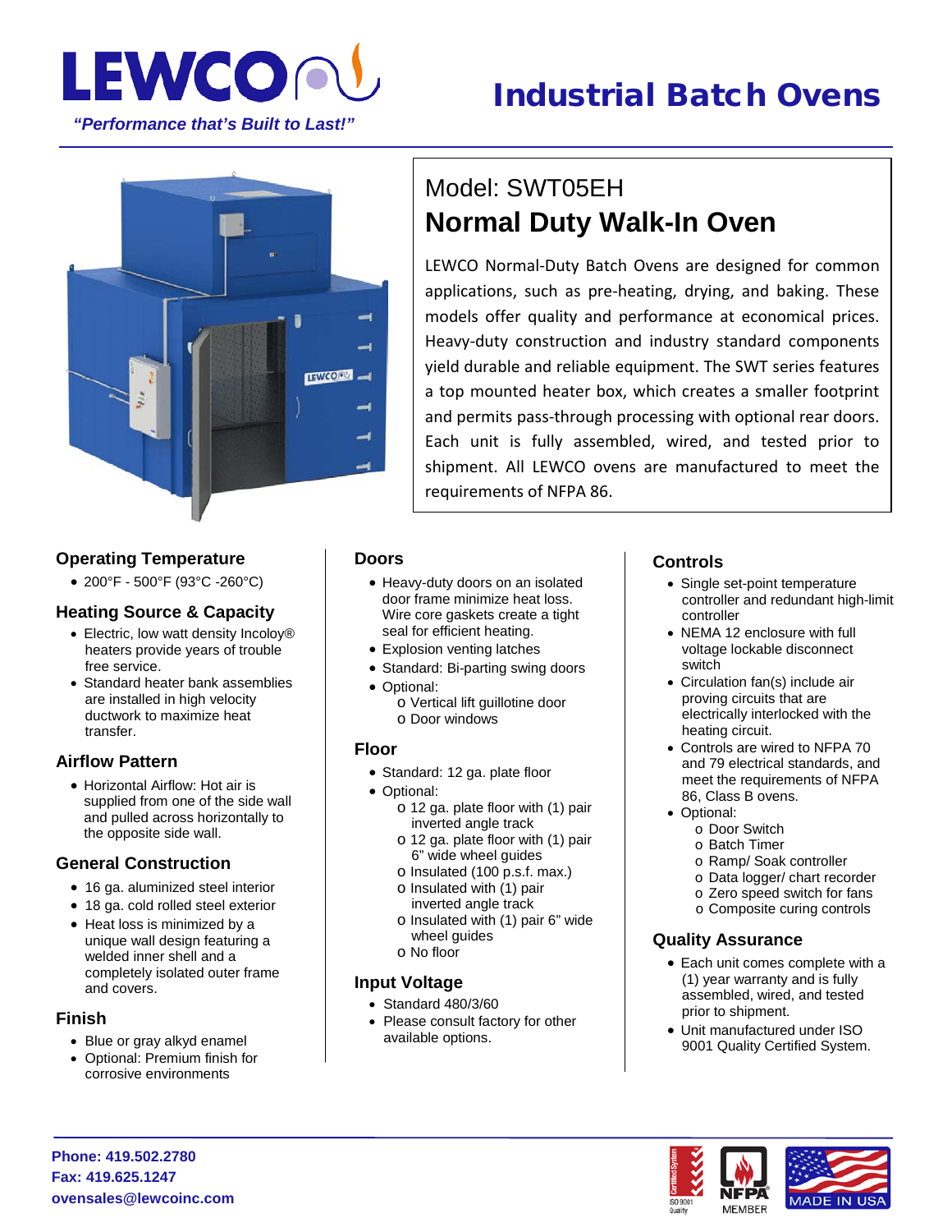LEWCO

*"Performance that's Built to Last!"*

# Industrial Batch Ovens

## Model: SWT05EH

## Normal Duty Walk-In Oven

LEWCO Normal-Duty Batch Ovens are designed for common applications, such as pre-heating, drying, and baking. These models offer quality and performance at economical prices. Heavy-duty construction and industry standard components yield durable and reliable equipment. The SWT series features a top mounted heater box, which creates a smaller footprint and permits pass-through processing with optional rear doors. Each unit is fully assembled, wired, and tested prior to shipment. All LEWCO ovens are manufactured to meet the requirements of NFPA 86.

### Operating Temperature

- 200°F - 500°F (93°C -260°C)

### Heating Source & Capacity

- Electric, low watt density Incoloy® heaters provide years of trouble free service.
- Standard heater bank assemblies are installed in high velocity ductwork to maximize heat transfer.

### Airflow Pattern

- Horizontal Airflow: Hot air is supplied from one of the side wall and pulled across horizontally to the opposite side wall.

### General Construction

- 16 ga. aluminized steel interior
- 18 ga. cold rolled steel exterior
- Heat loss is minimized by a unique wall design featuring a welded inner shell and a completely isolated outer frame and covers.

### Finish

- Blue or gray alkyd enamel
- Optional: Premium finish for corrosive environments

### Doors

- Heavy-duty doors on an isolated door frame minimize heat loss. Wire core gaskets create a tight seal for efficient heating.
- Explosion venting latches
- Standard: Bi-parting swing doors
- Optional:
  - Vertical lift guillotine door
  - Door windows

### Floor

- Standard: 12 ga. plate floor
- Optional:
  - 12 ga. plate floor with (1) pair inverted angle track
  - 12 ga. plate floor with (1) pair 6" wide wheel guides
  - Insulated (100 p.s.f. max.)
  - Insulated with (1) pair inverted angle track
  - Insulated with (1) pair 6" wide wheel guides
  - No floor

### Input Voltage

- Standard 480/3/60
- Please consult factory for other available options.

### Controls

- Single set-point temperature controller and redundant high-limit controller
- NEMA 12 enclosure with full voltage lockable disconnect switch
- Circulation fan(s) include air proving circuits that are electrically interlocked with the heating circuit.
- Controls are wired to NFPA 70 and 79 electrical standards, and meet the requirements of NFPA 86, Class B ovens.
- Optional:
  - Door Switch
  - Batch Timer
  - Ramp/ Soak controller
  - Data logger/ chart recorder
  - Zero speed switch for fans
  - Composite curing controls

### Quality Assurance

- Each unit comes complete with a (1) year warranty and is fully assembled, wired, and tested prior to shipment.
- Unit manufactured under ISO 9001 Quality Certified System.

**Phone: 419.502.2780**
**Fax: 419.625.1247**
**ovensales@lewcoinc.com**

Certified System ISO 9001 Quality — NFPA MEMBER — MADE IN USA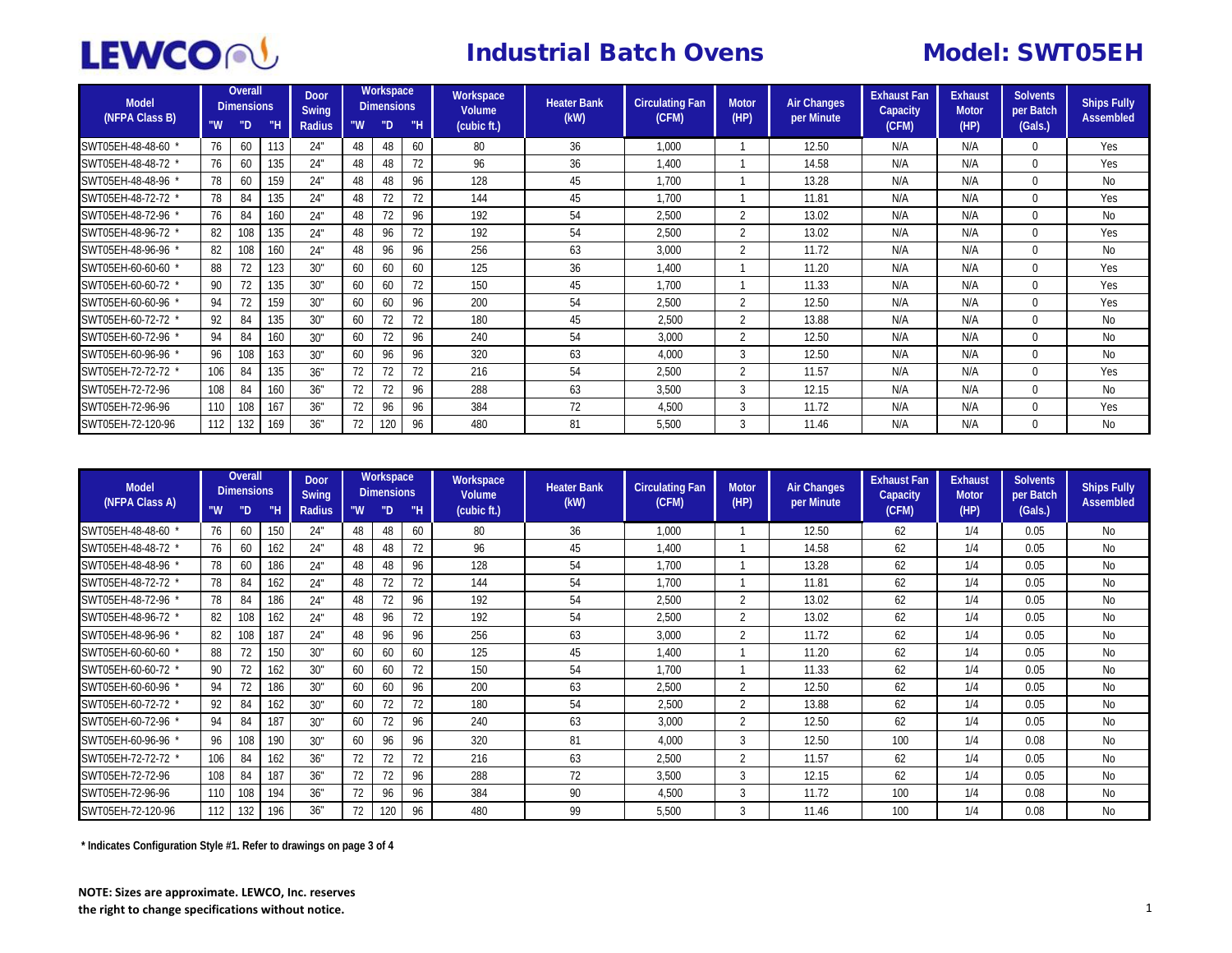# LEWCO — Industrial Batch Ovens — Model: SWT05EH

| Model (NFPA Class B) | Overall Dimensions "W | "D | "H | Door Swing Radius | Workspace Dimensions "W | "D | "H | Workspace Volume (cubic ft.) | Heater Bank (kW) | Circulating Fan (CFM) | Motor (HP) | Air Changes per Minute | Exhaust Fan Capacity (CFM) | Exhaust Motor (HP) | Solvents per Batch (Gals.) | Ships Fully Assembled |
|---|---|---|---|---|---|---|---|---|---|---|---|---|---|---|---|---|
| SWT05EH-48-48-60 * | 76 | 60 | 113 | 24" | 48 | 48 | 60 | 80 | 36 | 1,000 | 1 | 12.50 | N/A | N/A | 0 | Yes |
| SWT05EH-48-48-72 * | 76 | 60 | 135 | 24" | 48 | 48 | 72 | 96 | 36 | 1,400 | 1 | 14.58 | N/A | N/A | 0 | Yes |
| SWT05EH-48-48-96 * | 78 | 60 | 159 | 24" | 48 | 48 | 96 | 128 | 45 | 1,700 | 1 | 13.28 | N/A | N/A | 0 | No |
| SWT05EH-48-72-72 * | 78 | 84 | 135 | 24" | 48 | 72 | 72 | 144 | 45 | 1,700 | 1 | 11.81 | N/A | N/A | 0 | Yes |
| SWT05EH-48-72-96 * | 76 | 84 | 160 | 24" | 48 | 72 | 96 | 192 | 54 | 2,500 | 2 | 13.02 | N/A | N/A | 0 | No |
| SWT05EH-48-96-72 * | 82 | 108 | 135 | 24" | 48 | 96 | 72 | 192 | 54 | 2,500 | 2 | 13.02 | N/A | N/A | 0 | Yes |
| SWT05EH-48-96-96 * | 82 | 108 | 160 | 24" | 48 | 96 | 96 | 256 | 63 | 3,000 | 2 | 11.72 | N/A | N/A | 0 | No |
| SWT05EH-60-60-60 * | 88 | 72 | 123 | 30" | 60 | 60 | 60 | 125 | 36 | 1,400 | 1 | 11.20 | N/A | N/A | 0 | Yes |
| SWT05EH-60-60-72 * | 90 | 72 | 135 | 30" | 60 | 60 | 72 | 150 | 45 | 1,700 | 1 | 11.33 | N/A | N/A | 0 | Yes |
| SWT05EH-60-60-96 * | 94 | 72 | 159 | 30" | 60 | 60 | 96 | 200 | 54 | 2,500 | 2 | 12.50 | N/A | N/A | 0 | Yes |
| SWT05EH-60-72-72 * | 92 | 84 | 135 | 30" | 60 | 72 | 72 | 180 | 45 | 2,500 | 2 | 13.88 | N/A | N/A | 0 | No |
| SWT05EH-60-72-96 * | 94 | 84 | 160 | 30" | 60 | 72 | 96 | 240 | 54 | 3,000 | 2 | 12.50 | N/A | N/A | 0 | No |
| SWT05EH-60-96-96 * | 96 | 108 | 163 | 30" | 60 | 96 | 96 | 320 | 63 | 4,000 | 3 | 12.50 | N/A | N/A | 0 | No |
| SWT05EH-72-72-72 * | 106 | 84 | 135 | 36" | 72 | 72 | 72 | 216 | 54 | 2,500 | 2 | 11.57 | N/A | N/A | 0 | Yes |
| SWT05EH-72-72-96 | 108 | 84 | 160 | 36" | 72 | 72 | 96 | 288 | 63 | 3,500 | 3 | 12.15 | N/A | N/A | 0 | No |
| SWT05EH-72-96-96 | 110 | 108 | 167 | 36" | 72 | 96 | 96 | 384 | 72 | 4,500 | 3 | 11.72 | N/A | N/A | 0 | Yes |
| SWT05EH-72-120-96 | 112 | 132 | 169 | 36" | 72 | 120 | 96 | 480 | 81 | 5,500 | 3 | 11.46 | N/A | N/A | 0 | No |

| Model (NFPA Class A) | Overall Dimensions "W | "D | "H | Door Swing Radius | Workspace Dimensions "W | "D | "H | Workspace Volume (cubic ft.) | Heater Bank (kW) | Circulating Fan (CFM) | Motor (HP) | Air Changes per Minute | Exhaust Fan Capacity (CFM) | Exhaust Motor (HP) | Solvents per Batch (Gals.) | Ships Fully Assembled |
|---|---|---|---|---|---|---|---|---|---|---|---|---|---|---|---|---|
| SWT05EH-48-48-60 * | 76 | 60 | 150 | 24" | 48 | 48 | 60 | 80 | 36 | 1,000 | 1 | 12.50 | 62 | 1/4 | 0.05 | No |
| SWT05EH-48-48-72 * | 76 | 60 | 162 | 24" | 48 | 48 | 72 | 96 | 45 | 1,400 | 1 | 14.58 | 62 | 1/4 | 0.05 | No |
| SWT05EH-48-48-96 * | 78 | 60 | 186 | 24" | 48 | 48 | 96 | 128 | 54 | 1,700 | 1 | 13.28 | 62 | 1/4 | 0.05 | No |
| SWT05EH-48-72-72 * | 78 | 84 | 162 | 24" | 48 | 72 | 72 | 144 | 54 | 1,700 | 1 | 11.81 | 62 | 1/4 | 0.05 | No |
| SWT05EH-48-72-96 * | 78 | 84 | 186 | 24" | 48 | 72 | 96 | 192 | 54 | 2,500 | 2 | 13.02 | 62 | 1/4 | 0.05 | No |
| SWT05EH-48-96-72 * | 82 | 108 | 162 | 24" | 48 | 96 | 72 | 192 | 54 | 2,500 | 2 | 13.02 | 62 | 1/4 | 0.05 | No |
| SWT05EH-48-96-96 * | 82 | 108 | 187 | 24" | 48 | 96 | 96 | 256 | 63 | 3,000 | 2 | 11.72 | 62 | 1/4 | 0.05 | No |
| SWT05EH-60-60-60 * | 88 | 72 | 150 | 30" | 60 | 60 | 60 | 125 | 45 | 1,400 | 1 | 11.20 | 62 | 1/4 | 0.05 | No |
| SWT05EH-60-60-72 * | 90 | 72 | 162 | 30" | 60 | 60 | 72 | 150 | 54 | 1,700 | 1 | 11.33 | 62 | 1/4 | 0.05 | No |
| SWT05EH-60-60-96 * | 94 | 72 | 186 | 30" | 60 | 60 | 96 | 200 | 63 | 2,500 | 2 | 12.50 | 62 | 1/4 | 0.05 | No |
| SWT05EH-60-72-72 * | 92 | 84 | 162 | 30" | 60 | 72 | 72 | 180 | 54 | 2,500 | 2 | 13.88 | 62 | 1/4 | 0.05 | No |
| SWT05EH-60-72-96 * | 94 | 84 | 187 | 30" | 60 | 72 | 96 | 240 | 63 | 3,000 | 2 | 12.50 | 62 | 1/4 | 0.05 | No |
| SWT05EH-60-96-96 * | 96 | 108 | 190 | 30" | 60 | 96 | 96 | 320 | 81 | 4,000 | 3 | 12.50 | 100 | 1/4 | 0.08 | No |
| SWT05EH-72-72-72 * | 106 | 84 | 162 | 36" | 72 | 72 | 72 | 216 | 63 | 2,500 | 2 | 11.57 | 62 | 1/4 | 0.05 | No |
| SWT05EH-72-72-96 | 108 | 84 | 187 | 36" | 72 | 72 | 96 | 288 | 72 | 3,500 | 3 | 12.15 | 62 | 1/4 | 0.05 | No |
| SWT05EH-72-96-96 | 110 | 108 | 194 | 36" | 72 | 96 | 96 | 384 | 90 | 4,500 | 3 | 11.72 | 100 | 1/4 | 0.08 | No |
| SWT05EH-72-120-96 | 112 | 132 | 196 | 36" | 72 | 120 | 96 | 480 | 99 | 5,500 | 3 | 11.46 | 100 | 1/4 | 0.08 | No |

**\* Indicates Configuration Style #1. Refer to drawings on page 3 of 4**

**NOTE: Sizes are approximate. LEWCO, Inc. reserves the right to change specifications without notice.**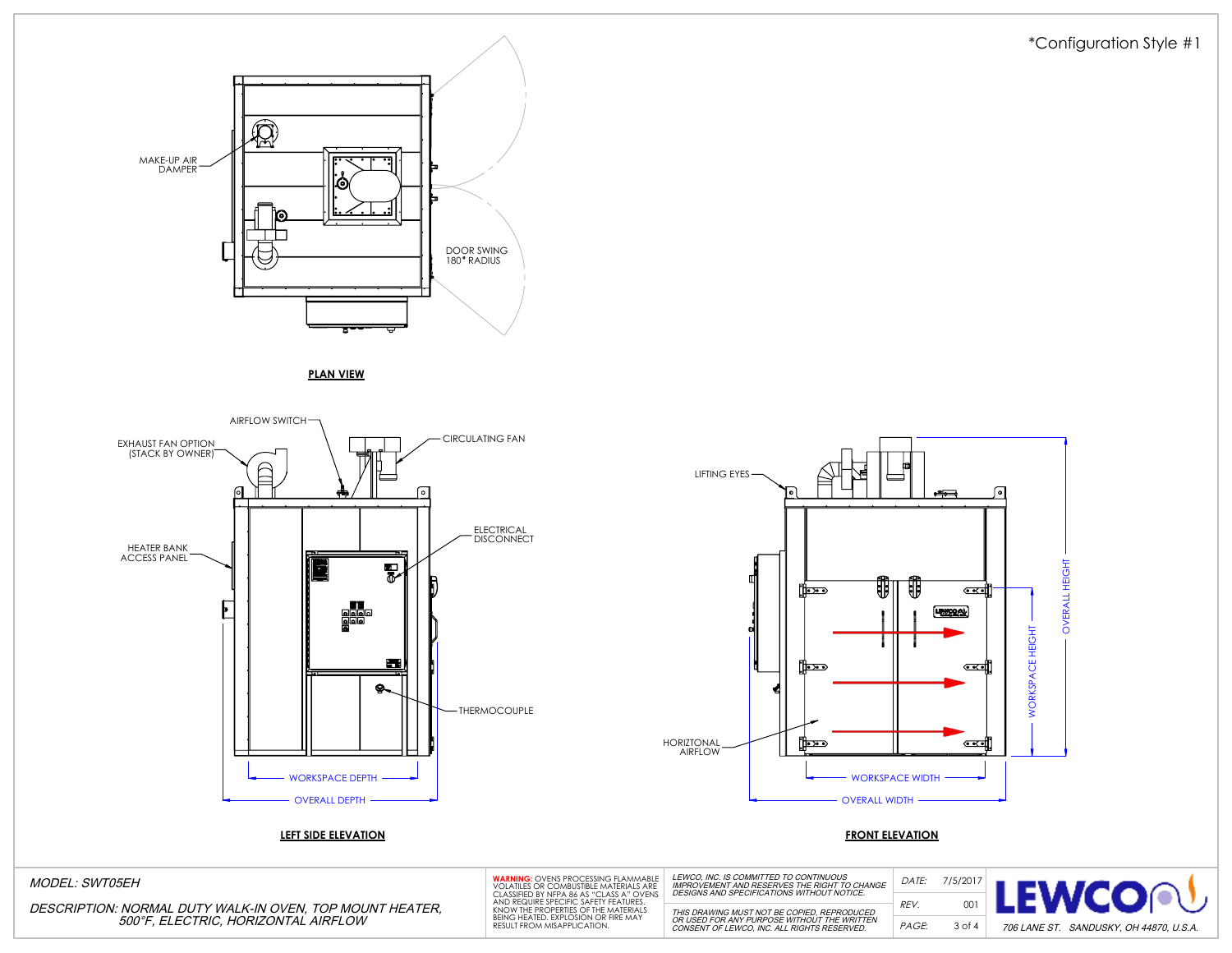*Configuration Style #1

MAKE-UP AIR DAMPER

DOOR SWING 180° RADIUS

**PLAN VIEW**

AIRFLOW SWITCH

EXHAUST FAN OPTION (STACK BY OWNER)

CIRCULATING FAN

HEATER BANK ACCESS PANEL

ELECTRICAL DISCONNECT

THERMOCOUPLE

WORKSPACE DEPTH

OVERALL DEPTH

**LEFT SIDE ELEVATION**

LIFTING EYES

HORIZTONAL AIRFLOW

WORKSPACE HEIGHT

OVERALL HEIGHT

WORKSPACE WIDTH

OVERALL WIDTH

**FRONT ELEVATION**

*MODEL: SWT05EH*

*DESCRIPTION: NORMAL DUTY WALK-IN OVEN, TOP MOUNT HEATER, 500°F, ELECTRIC, HORIZONTAL AIRFLOW*

**WARNING:** OVENS PROCESSING FLAMMABLE VOLATILES OR COMBUSTIBLE MATERIALS ARE CLASSIFIED BY NFPA 86 AS "CLASS A" OVENS AND REQUIRE SPECIFIC SAFETY FEATURES. KNOW THE PROPERTIES OF THE MATERIALS BEING HEATED. EXPLOSION OR FIRE MAY RESULT FROM MISAPPLICATION.

*LEWCO, INC. IS COMMITTED TO CONTINUOUS IMPROVEMENT AND RESERVES THE RIGHT TO CHANGE DESIGNS AND SPECIFICATIONS WITHOUT NOTICE.*

*THIS DRAWING MUST NOT BE COPIED, REPRODUCED OR USED FOR ANY PURPOSE WITHOUT THE WRITTEN CONSENT OF LEWCO, INC. ALL RIGHTS RESERVED.*

| | |
|---|---|
| *DATE:* | 7/5/2017 |
| *REV.* | 001 |
| *PAGE:* | 3 of 4 |

LEWCO

*706 LANE ST. SANDUSKY, OH 44870, U.S.A.*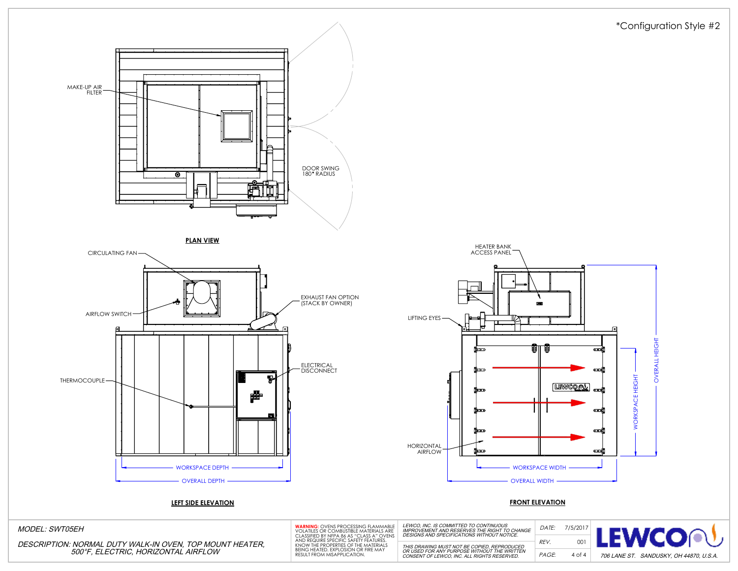*Configuration Style #2

MAKE-UP AIR FILTER

DOOR SWING 180° RADIUS

**PLAN VIEW**

CIRCULATING FAN

AIRFLOW SWITCH

EXHAUST FAN OPTION (STACK BY OWNER)

ELECTRICAL DISCONNECT

THERMOCOUPLE

WORKSPACE DEPTH

OVERALL DEPTH

**LEFT SIDE ELEVATION**

HEATER BANK ACCESS PANEL

LIFTING EYES

HORIZONTAL AIRFLOW

WORKSPACE HEIGHT

OVERALL HEIGHT

WORKSPACE WIDTH

OVERALL WIDTH

**FRONT ELEVATION**

*MODEL: SWT05EH*

*DESCRIPTION: NORMAL DUTY WALK-IN OVEN, TOP MOUNT HEATER, 500°F, ELECTRIC, HORIZONTAL AIRFLOW*

**WARNING:** OVENS PROCESSING FLAMMABLE VOLATILES OR COMBUSTIBLE MATERIALS ARE CLASSIFIED BY NFPA 86 AS "CLASS A" OVENS AND REQUIRE SPECIFIC SAFETY FEATURES. KNOW THE PROPERTIES OF THE MATERIALS BEING HEATED. EXPLOSION OR FIRE MAY RESULT FROM MISAPPLICATION.

*LEWCO, INC. IS COMMITTED TO CONTINUOUS IMPROVEMENT AND RESERVES THE RIGHT TO CHANGE DESIGNS AND SPECIFICATIONS WITHOUT NOTICE.*

*THIS DRAWING MUST NOT BE COPIED, REPRODUCED OR USED FOR ANY PURPOSE WITHOUT THE WRITTEN CONSENT OF LEWCO, INC. ALL RIGHTS RESERVED.*

| | |
|---|---|
| *DATE:* | 7/5/2017 |
| *REV.* | 001 |
| *PAGE:* | 4 of 4 |

LEWCO

*706 LANE ST. SANDUSKY, OH 44870, U.S.A.*